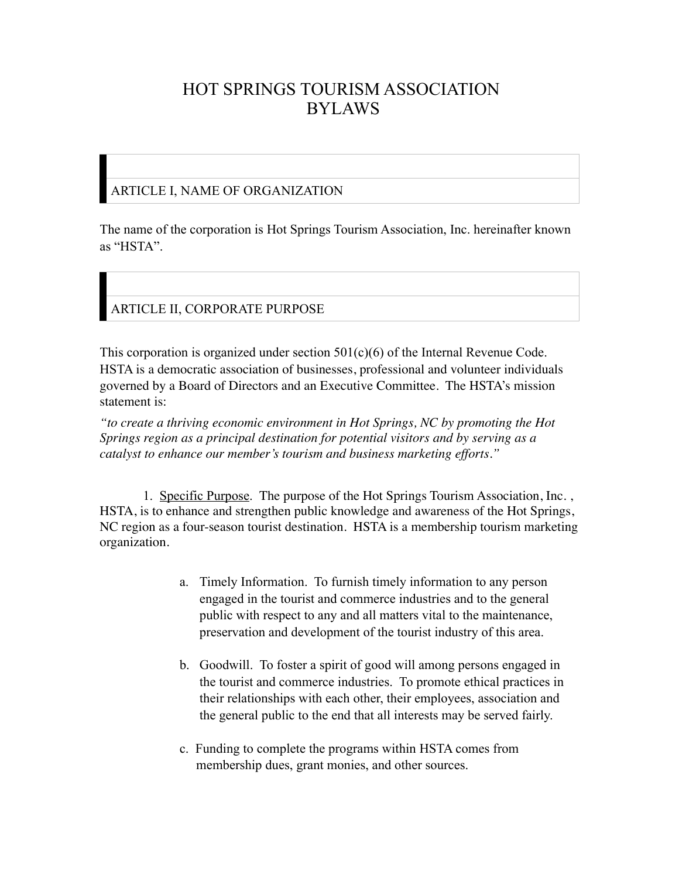# HOT SPRINGS TOURISM ASSOCIATION
# BYLAWS

## ARTICLE I, NAME OF ORGANIZATION

The name of the corporation is Hot Springs Tourism Association, Inc. hereinafter known as “HSTA”.

## ARTICLE II, CORPORATE PURPOSE

This corporation is organized under section 501(c)(6) of the Internal Revenue Code. HSTA is a democratic association of businesses, professional and volunteer individuals governed by a Board of Directors and an Executive Committee. The HSTA’s mission statement is:

*“to create a thriving economic environment in Hot Springs, NC by promoting the Hot Springs region as a principal destination for potential visitors and by serving as a catalyst to enhance our member’s tourism and business marketing efforts.”*

1. <u>Specific Purpose</u>. The purpose of the Hot Springs Tourism Association, Inc. , HSTA, is to enhance and strengthen public knowledge and awareness of the Hot Springs, NC region as a four-season tourist destination. HSTA is a membership tourism marketing organization.

   a. Timely Information. To furnish timely information to any person engaged in the tourist and commerce industries and to the general public with respect to any and all matters vital to the maintenance, preservation and development of the tourist industry of this area.

   b. Goodwill. To foster a spirit of good will among persons engaged in the tourist and commerce industries. To promote ethical practices in their relationships with each other, their employees, association and the general public to the end that all interests may be served fairly.

   c. Funding to complete the programs within HSTA comes from membership dues, grant monies, and other sources.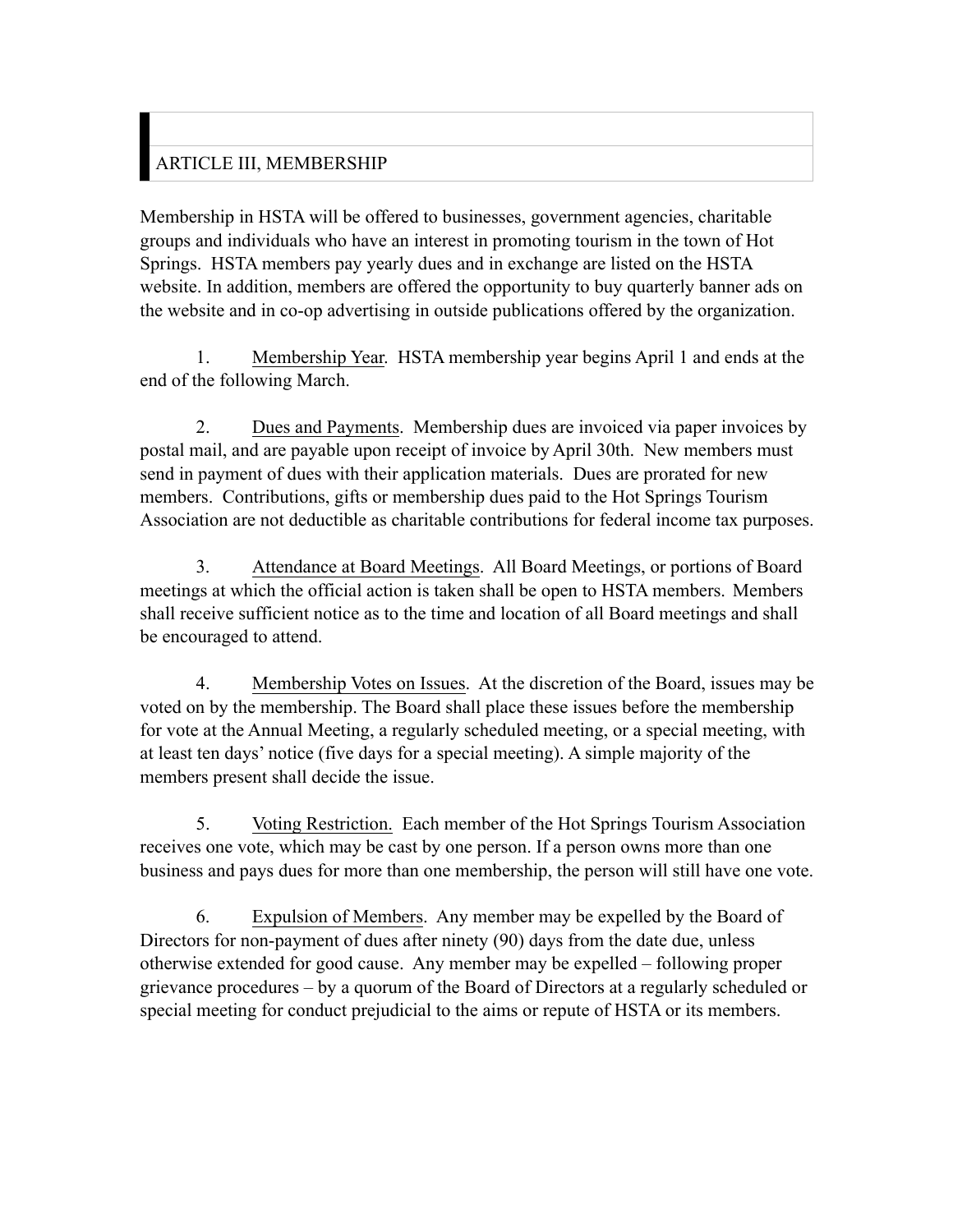## ARTICLE III, MEMBERSHIP

Membership in HSTA will be offered to businesses, government agencies, charitable groups and individuals who have an interest in promoting tourism in the town of Hot Springs. HSTA members pay yearly dues and in exchange are listed on the HSTA website. In addition, members are offered the opportunity to buy quarterly banner ads on the website and in co-op advertising in outside publications offered by the organization.

1. Membership Year. HSTA membership year begins April 1 and ends at the end of the following March.

2. Dues and Payments. Membership dues are invoiced via paper invoices by postal mail, and are payable upon receipt of invoice by April 30th. New members must send in payment of dues with their application materials. Dues are prorated for new members. Contributions, gifts or membership dues paid to the Hot Springs Tourism Association are not deductible as charitable contributions for federal income tax purposes.

3. Attendance at Board Meetings. All Board Meetings, or portions of Board meetings at which the official action is taken shall be open to HSTA members. Members shall receive sufficient notice as to the time and location of all Board meetings and shall be encouraged to attend.

4. Membership Votes on Issues. At the discretion of the Board, issues may be voted on by the membership. The Board shall place these issues before the membership for vote at the Annual Meeting, a regularly scheduled meeting, or a special meeting, with at least ten days' notice (five days for a special meeting). A simple majority of the members present shall decide the issue.

5. Voting Restriction. Each member of the Hot Springs Tourism Association receives one vote, which may be cast by one person. If a person owns more than one business and pays dues for more than one membership, the person will still have one vote.

6. Expulsion of Members. Any member may be expelled by the Board of Directors for non-payment of dues after ninety (90) days from the date due, unless otherwise extended for good cause. Any member may be expelled – following proper grievance procedures – by a quorum of the Board of Directors at a regularly scheduled or special meeting for conduct prejudicial to the aims or repute of HSTA or its members.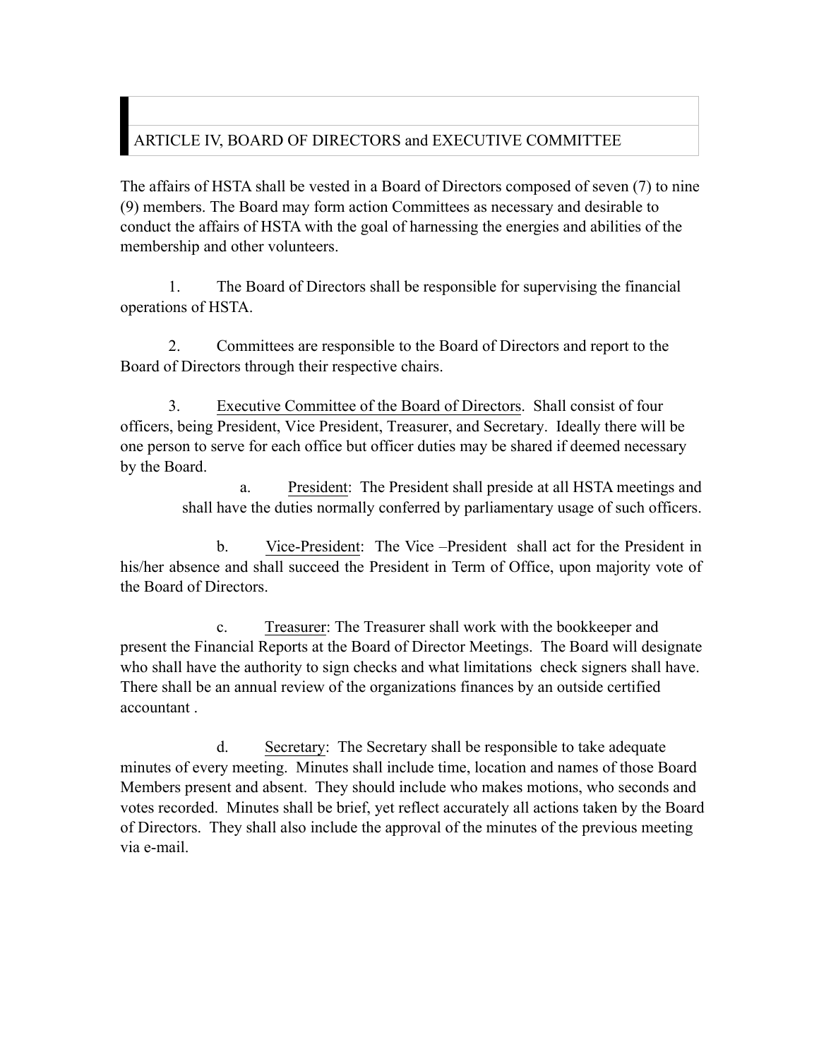## ARTICLE IV, BOARD OF DIRECTORS and EXECUTIVE COMMITTEE

The affairs of HSTA shall be vested in a Board of Directors composed of seven (7) to nine (9) members. The Board may form action Committees as necessary and desirable to conduct the affairs of HSTA with the goal of harnessing the energies and abilities of the membership and other volunteers.

1. The Board of Directors shall be responsible for supervising the financial operations of HSTA.

2. Committees are responsible to the Board of Directors and report to the Board of Directors through their respective chairs.

3. Executive Committee of the Board of Directors. Shall consist of four officers, being President, Vice President, Treasurer, and Secretary. Ideally there will be one person to serve for each office but officer duties may be shared if deemed necessary by the Board.

   a. President: The President shall preside at all HSTA meetings and shall have the duties normally conferred by parliamentary usage of such officers.

   b. Vice-President: The Vice –President shall act for the President in his/her absence and shall succeed the President in Term of Office, upon majority vote of the Board of Directors.

   c. Treasurer: The Treasurer shall work with the bookkeeper and present the Financial Reports at the Board of Director Meetings. The Board will designate who shall have the authority to sign checks and what limitations check signers shall have. There shall be an annual review of the organizations finances by an outside certified accountant .

   d. Secretary: The Secretary shall be responsible to take adequate minutes of every meeting. Minutes shall include time, location and names of those Board Members present and absent. They should include who makes motions, who seconds and votes recorded. Minutes shall be brief, yet reflect accurately all actions taken by the Board of Directors. They shall also include the approval of the minutes of the previous meeting via e-mail.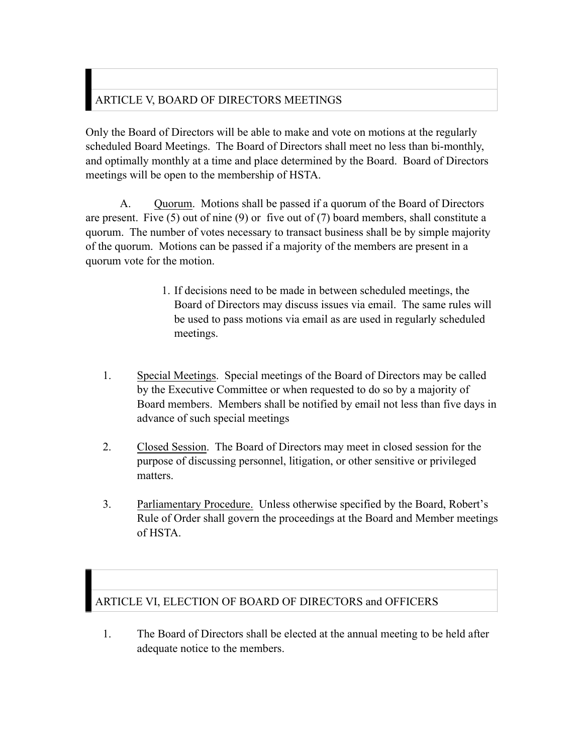## ARTICLE V, BOARD OF DIRECTORS MEETINGS

Only the Board of Directors will be able to make and vote on motions at the regularly scheduled Board Meetings. The Board of Directors shall meet no less than bi-monthly, and optimally monthly at a time and place determined by the Board. Board of Directors meetings will be open to the membership of HSTA.

A. <u>Quorum</u>. Motions shall be passed if a quorum of the Board of Directors are present. Five (5) out of nine (9) or five out of (7) board members, shall constitute a quorum. The number of votes necessary to transact business shall be by simple majority of the quorum. Motions can be passed if a majority of the members are present in a quorum vote for the motion.

   1. If decisions need to be made in between scheduled meetings, the Board of Directors may discuss issues via email. The same rules will be used to pass motions via email as are used in regularly scheduled meetings.

1. <u>Special Meetings</u>. Special meetings of the Board of Directors may be called by the Executive Committee or when requested to do so by a majority of Board members. Members shall be notified by email not less than five days in advance of such special meetings

2. <u>Closed Session</u>. The Board of Directors may meet in closed session for the purpose of discussing personnel, litigation, or other sensitive or privileged matters.

3. <u>Parliamentary Procedure.</u> Unless otherwise specified by the Board, Robert's Rule of Order shall govern the proceedings at the Board and Member meetings of HSTA.

## ARTICLE VI, ELECTION OF BOARD OF DIRECTORS and OFFICERS

1. The Board of Directors shall be elected at the annual meeting to be held after adequate notice to the members.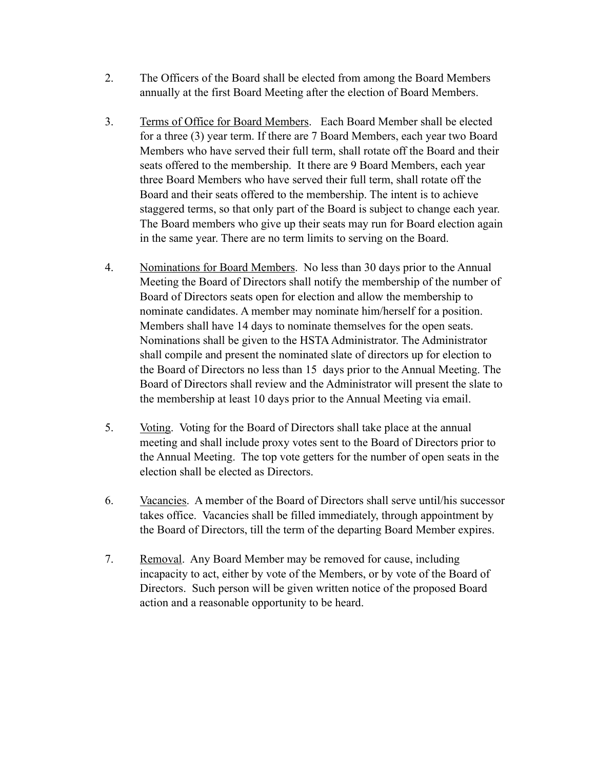2. The Officers of the Board shall be elected from among the Board Members annually at the first Board Meeting after the election of Board Members.

3. <u>Terms of Office for Board Members</u>. Each Board Member shall be elected for a three (3) year term. If there are 7 Board Members, each year two Board Members who have served their full term, shall rotate off the Board and their seats offered to the membership. It there are 9 Board Members, each year three Board Members who have served their full term, shall rotate off the Board and their seats offered to the membership. The intent is to achieve staggered terms, so that only part of the Board is subject to change each year. The Board members who give up their seats may run for Board election again in the same year. There are no term limits to serving on the Board.

4. <u>Nominations for Board Members</u>. No less than 30 days prior to the Annual Meeting the Board of Directors shall notify the membership of the number of Board of Directors seats open for election and allow the membership to nominate candidates. A member may nominate him/herself for a position. Members shall have 14 days to nominate themselves for the open seats. Nominations shall be given to the HSTA Administrator. The Administrator shall compile and present the nominated slate of directors up for election to the Board of Directors no less than 15 days prior to the Annual Meeting. The Board of Directors shall review and the Administrator will present the slate to the membership at least 10 days prior to the Annual Meeting via email.

5. <u>Voting</u>. Voting for the Board of Directors shall take place at the annual meeting and shall include proxy votes sent to the Board of Directors prior to the Annual Meeting. The top vote getters for the number of open seats in the election shall be elected as Directors.

6. <u>Vacancies</u>. A member of the Board of Directors shall serve until/his successor takes office. Vacancies shall be filled immediately, through appointment by the Board of Directors, till the term of the departing Board Member expires.

7. <u>Removal</u>. Any Board Member may be removed for cause, including incapacity to act, either by vote of the Members, or by vote of the Board of Directors. Such person will be given written notice of the proposed Board action and a reasonable opportunity to be heard.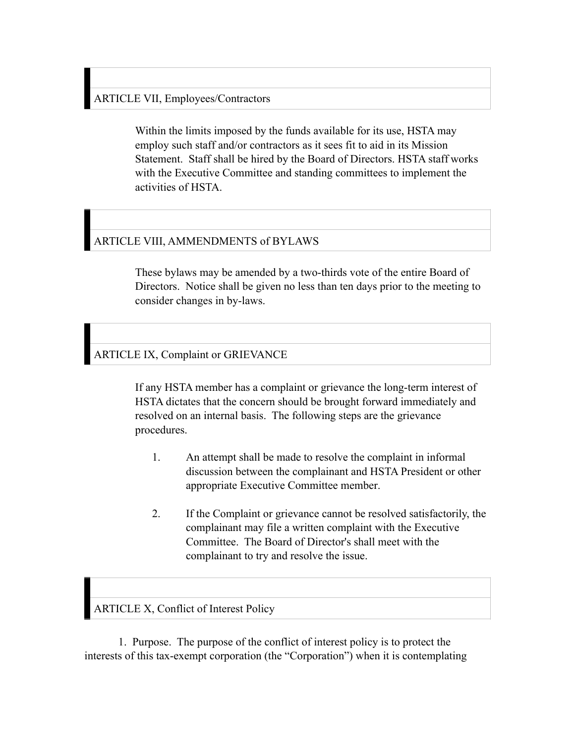## ARTICLE VII, Employees/Contractors

Within the limits imposed by the funds available for its use, HSTA may employ such staff and/or contractors as it sees fit to aid in its Mission Statement. Staff shall be hired by the Board of Directors. HSTA staff works with the Executive Committee and standing committees to implement the activities of HSTA.

## ARTICLE VIII, AMMENDMENTS of BYLAWS

These bylaws may be amended by a two-thirds vote of the entire Board of Directors. Notice shall be given no less than ten days prior to the meeting to consider changes in by-laws.

## ARTICLE IX, Complaint or GRIEVANCE

If any HSTA member has a complaint or grievance the long-term interest of HSTA dictates that the concern should be brought forward immediately and resolved on an internal basis. The following steps are the grievance procedures.

1. An attempt shall be made to resolve the complaint in informal discussion between the complainant and HSTA President or other appropriate Executive Committee member.

2. If the Complaint or grievance cannot be resolved satisfactorily, the complainant may file a written complaint with the Executive Committee. The Board of Director's shall meet with the complainant to try and resolve the issue.

## ARTICLE X, Conflict of Interest Policy

1. Purpose. The purpose of the conflict of interest policy is to protect the interests of this tax-exempt corporation (the "Corporation") when it is contemplating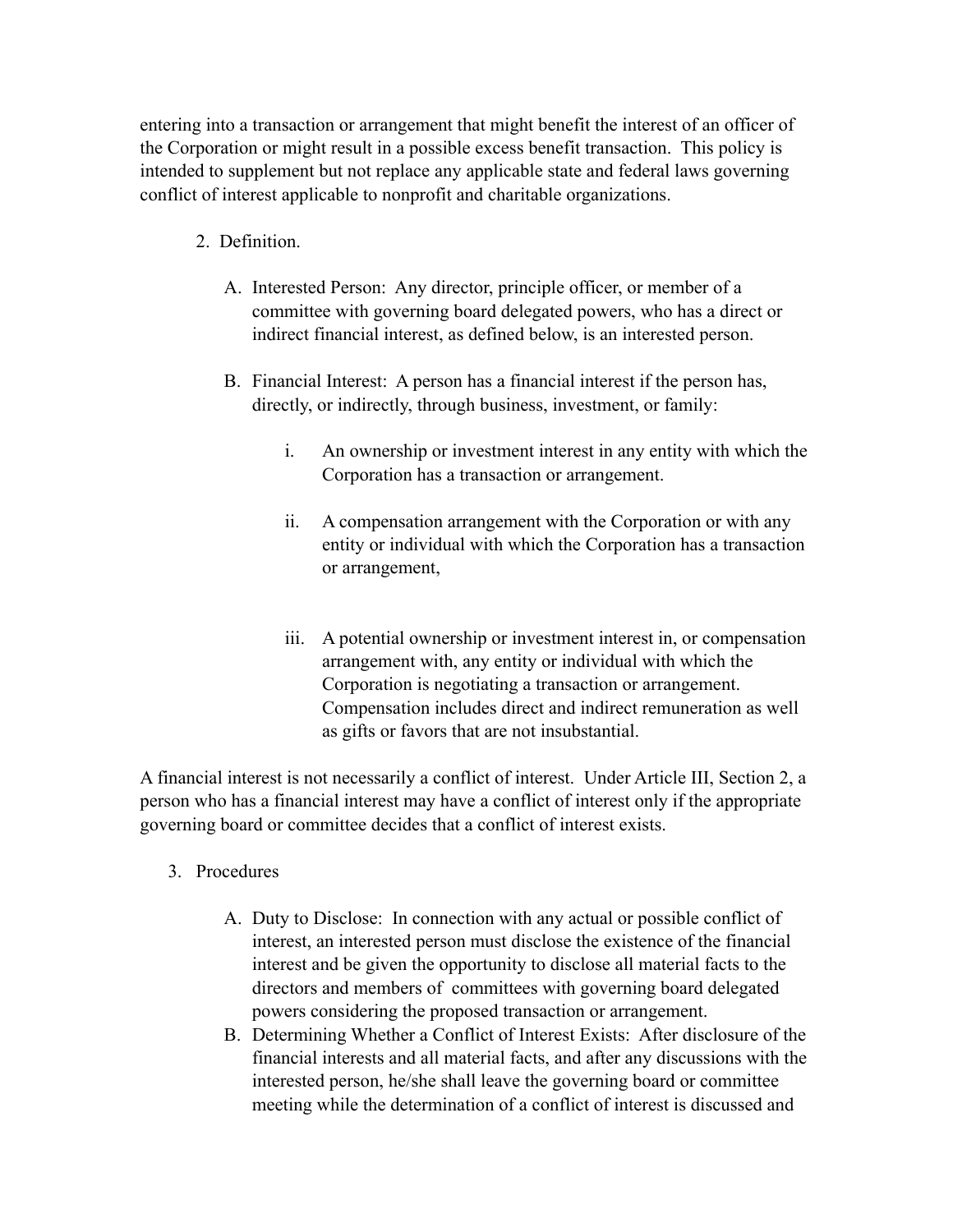entering into a transaction or arrangement that might benefit the interest of an officer of the Corporation or might result in a possible excess benefit transaction. This policy is intended to supplement but not replace any applicable state and federal laws governing conflict of interest applicable to nonprofit and charitable organizations.

2. Definition.

   A. Interested Person: Any director, principle officer, or member of a committee with governing board delegated powers, who has a direct or indirect financial interest, as defined below, is an interested person.

   B. Financial Interest: A person has a financial interest if the person has, directly, or indirectly, through business, investment, or family:

      i. An ownership or investment interest in any entity with which the Corporation has a transaction or arrangement.

      ii. A compensation arrangement with the Corporation or with any entity or individual with which the Corporation has a transaction or arrangement,

      iii. A potential ownership or investment interest in, or compensation arrangement with, any entity or individual with which the Corporation is negotiating a transaction or arrangement. Compensation includes direct and indirect remuneration as well as gifts or favors that are not insubstantial.

A financial interest is not necessarily a conflict of interest. Under Article III, Section 2, a person who has a financial interest may have a conflict of interest only if the appropriate governing board or committee decides that a conflict of interest exists.

3. Procedures

   A. Duty to Disclose: In connection with any actual or possible conflict of interest, an interested person must disclose the existence of the financial interest and be given the opportunity to disclose all material facts to the directors and members of committees with governing board delegated powers considering the proposed transaction or arrangement.
   B. Determining Whether a Conflict of Interest Exists: After disclosure of the financial interests and all material facts, and after any discussions with the interested person, he/she shall leave the governing board or committee meeting while the determination of a conflict of interest is discussed and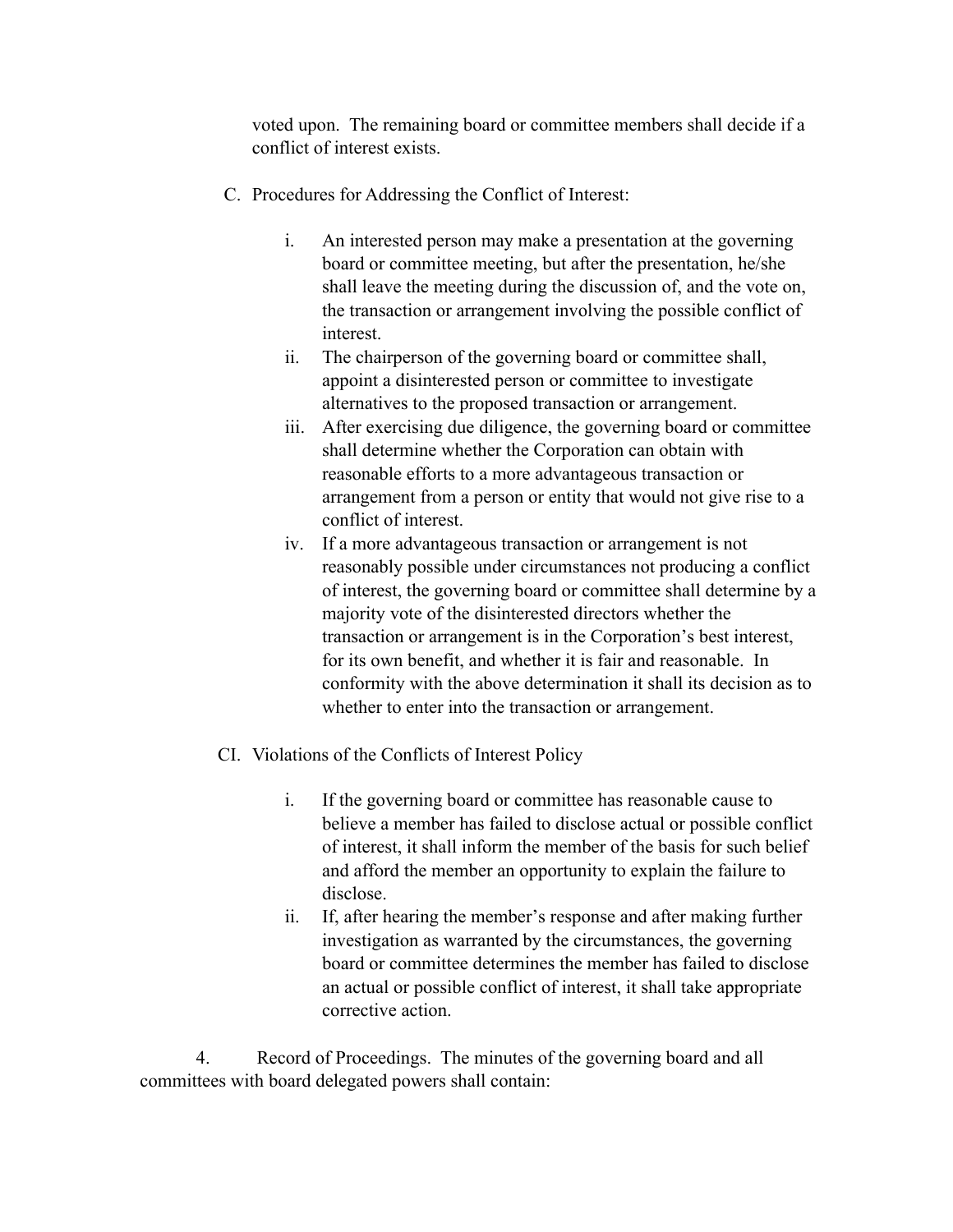voted upon. The remaining board or committee members shall decide if a conflict of interest exists.

C. Procedures for Addressing the Conflict of Interest:

   i. An interested person may make a presentation at the governing board or committee meeting, but after the presentation, he/she shall leave the meeting during the discussion of, and the vote on, the transaction or arrangement involving the possible conflict of interest.
   ii. The chairperson of the governing board or committee shall, appoint a disinterested person or committee to investigate alternatives to the proposed transaction or arrangement.
   iii. After exercising due diligence, the governing board or committee shall determine whether the Corporation can obtain with reasonable efforts to a more advantageous transaction or arrangement from a person or entity that would not give rise to a conflict of interest.
   iv. If a more advantageous transaction or arrangement is not reasonably possible under circumstances not producing a conflict of interest, the governing board or committee shall determine by a majority vote of the disinterested directors whether the transaction or arrangement is in the Corporation's best interest, for its own benefit, and whether it is fair and reasonable. In conformity with the above determination it shall its decision as to whether to enter into the transaction or arrangement.

CI. Violations of the Conflicts of Interest Policy

   i. If the governing board or committee has reasonable cause to believe a member has failed to disclose actual or possible conflict of interest, it shall inform the member of the basis for such belief and afford the member an opportunity to explain the failure to disclose.
   ii. If, after hearing the member's response and after making further investigation as warranted by the circumstances, the governing board or committee determines the member has failed to disclose an actual or possible conflict of interest, it shall take appropriate corrective action.

4. Record of Proceedings. The minutes of the governing board and all committees with board delegated powers shall contain: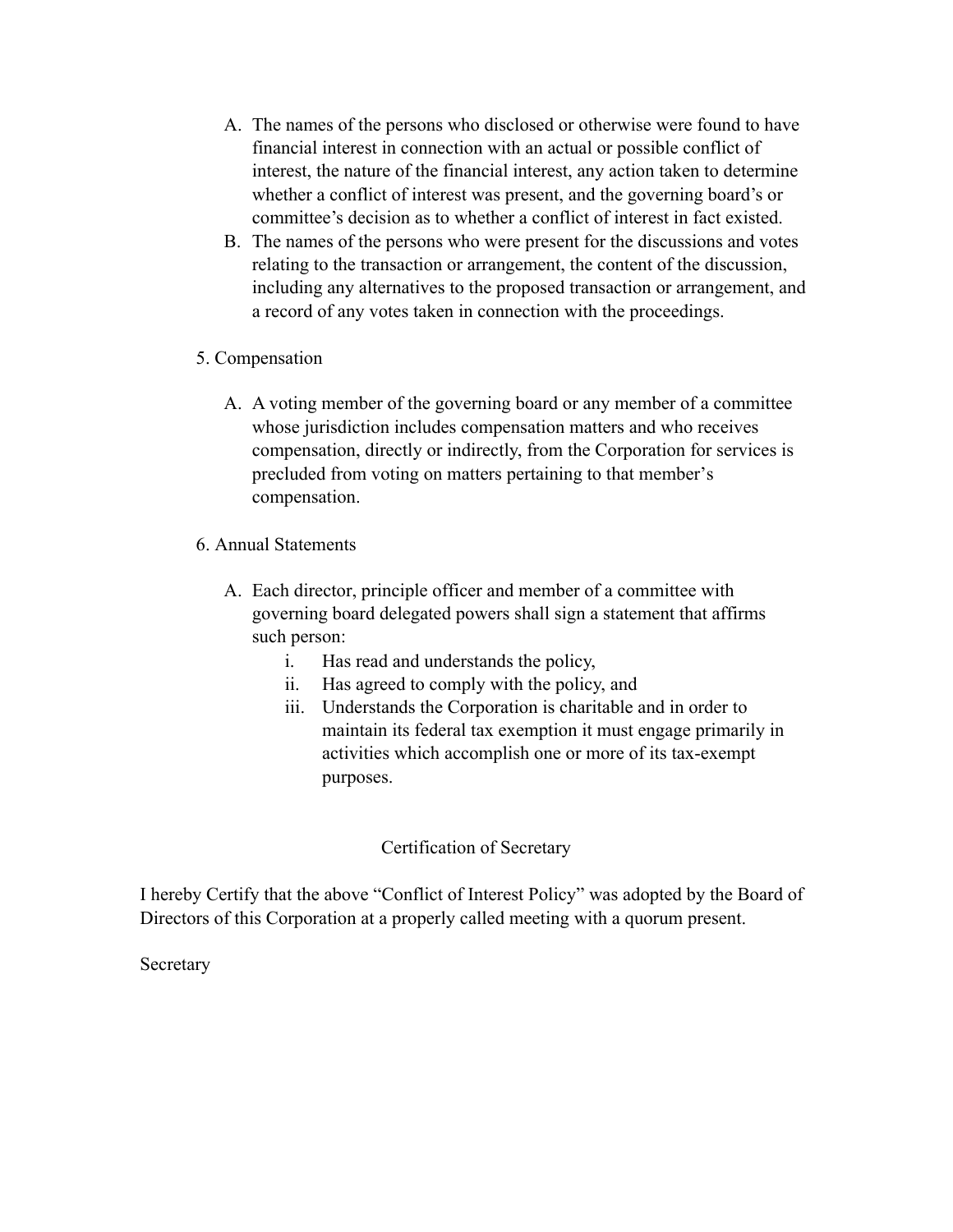A. The names of the persons who disclosed or otherwise were found to have financial interest in connection with an actual or possible conflict of interest, the nature of the financial interest, any action taken to determine whether a conflict of interest was present, and the governing board's or committee's decision as to whether a conflict of interest in fact existed.

B. The names of the persons who were present for the discussions and votes relating to the transaction or arrangement, the content of the discussion, including any alternatives to the proposed transaction or arrangement, and a record of any votes taken in connection with the proceedings.

5. Compensation

A. A voting member of the governing board or any member of a committee whose jurisdiction includes compensation matters and who receives compensation, directly or indirectly, from the Corporation for services is precluded from voting on matters pertaining to that member's compensation.

6. Annual Statements

A. Each director, principle officer and member of a committee with governing board delegated powers shall sign a statement that affirms such person:
   i. Has read and understands the policy,
   ii. Has agreed to comply with the policy, and
   iii. Understands the Corporation is charitable and in order to maintain its federal tax exemption it must engage primarily in activities which accomplish one or more of its tax-exempt purposes.

## Certification of Secretary

I hereby Certify that the above "Conflict of Interest Policy" was adopted by the Board of Directors of this Corporation at a properly called meeting with a quorum present.

Secretary